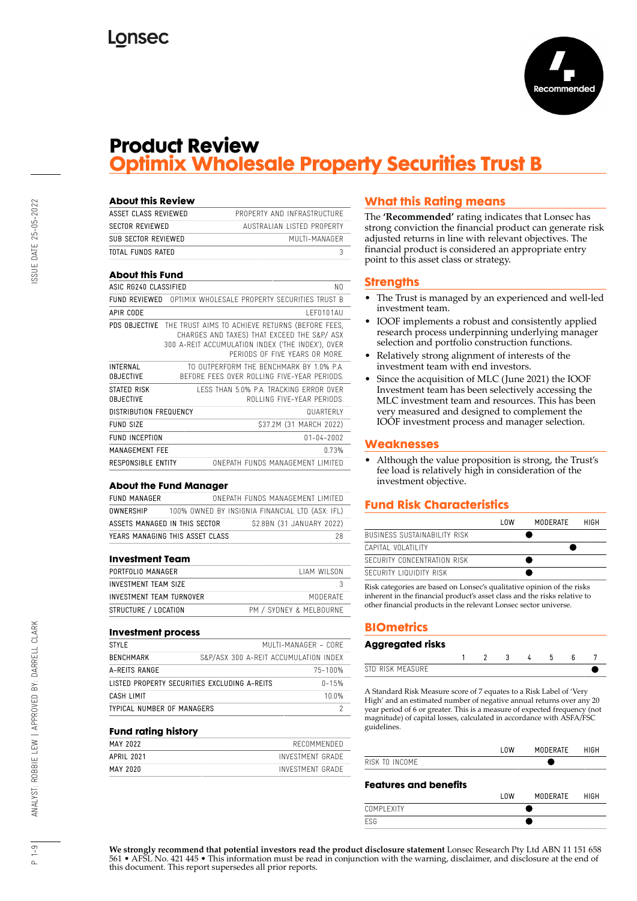# Product Review
## Optimix Wholesale Property Securities Trust B

### About this Review

| | |
|---|---|
| ASSET CLASS REVIEWED | PROPERTY AND INFRASTRUCTURE |
| SECTOR REVIEWED | AUSTRALIAN LISTED PROPERTY |
| SUB SECTOR REVIEWED | MULTI-MANAGER |
| TOTAL FUNDS RATED | 3 |

### About this Fund

| | |
|---|---|
| ASIC RG240 CLASSIFIED | NO |
| FUND REVIEWED | OPTIMIX WHOLESALE PROPERTY SECURITIES TRUST B |
| APIR CODE | LEF0101AU |
| PDS OBJECTIVE | THE TRUST AIMS TO ACHIEVE RETURNS (BEFORE FEES, CHARGES AND TAXES) THAT EXCEED THE S&P/ ASX 300 A-REIT ACCUMULATION INDEX ('THE INDEX'), OVER PERIODS OF FIVE YEARS OR MORE. |
| INTERNAL OBJECTIVE | TO OUTPERFORM THE BENCHMARK BY 1.0% P.A. BEFORE FEES OVER ROLLING FIVE-YEAR PERIODS. |
| STATED RISK OBJECTIVE | LESS THAN 5.0% P.A. TRACKING ERROR OVER ROLLING FIVE-YEAR PERIODS. |
| DISTRIBUTION FREQUENCY | QUARTERLY |
| FUND SIZE | $37.2M (31 MARCH 2022) |
| FUND INCEPTION | 01-04-2002 |
| MANAGEMENT FEE | 0.73% |
| RESPONSIBLE ENTITY | ONEPATH FUNDS MANAGEMENT LIMITED |

### About the Fund Manager

| | |
|---|---|
| FUND MANAGER | ONEPATH FUNDS MANAGEMENT LIMITED |
| OWNERSHIP | 100% OWNED BY INSIGNIA FINANCIAL LTD (ASX: IFL) |
| ASSETS MANAGED IN THIS SECTOR | $2.8BN (31 JANUARY 2022) |
| YEARS MANAGING THIS ASSET CLASS | 28 |

### Investment Team

| | |
|---|---|
| PORTFOLIO MANAGER | LIAM WILSON |
| INVESTMENT TEAM SIZE | 3 |
| INVESTMENT TEAM TURNOVER | MODERATE |
| STRUCTURE / LOCATION | PM / SYDNEY & MELBOURNE |

### Investment process

| | |
|---|---|
| STYLE | MULTI-MANAGER - CORE |
| BENCHMARK | S&P/ASX 300 A-REIT ACCUMULATION INDEX |
| A-REITS RANGE | 75-100% |
| LISTED PROPERTY SECURITIES EXCLUDING A-REITS | 0-15% |
| CASH LIMIT | 10.0% |
| TYPICAL NUMBER OF MANAGERS | 2 |

### Fund rating history

| | |
|---|---|
| MAY 2022 | RECOMMENDED |
| APRIL 2021 | INVESTMENT GRADE |
| MAY 2020 | INVESTMENT GRADE |

### What this Rating means

The **'Recommended'** rating indicates that Lonsec has strong conviction the financial product can generate risk adjusted returns in line with relevant objectives. The financial product is considered an appropriate entry point to this asset class or strategy.

### Strengths

- The Trust is managed by an experienced and well-led investment team.
- IOOF implements a robust and consistently applied research process underpinning underlying manager selection and portfolio construction functions.
- Relatively strong alignment of interests of the investment team with end investors.
- Since the acquisition of MLC (June 2021) the IOOF Investment team has been selectively accessing the MLC investment team and resources. This has been very measured and designed to complement the IOOF investment process and manager selection.

### Weaknesses

- Although the value proposition is strong, the Trust's fee load is relatively high in consideration of the investment objective.

### Fund Risk Characteristics

| | LOW | MODERATE | HIGH |
|---|---|---|---|
| BUSINESS SUSTAINABILITY RISK | | ● | |
| CAPITAL VOLATILITY | | | ● |
| SECURITY CONCENTRATION RISK | | ● | |
| SECURITY LIQUIDITY RISK | | ● | |

Risk categories are based on Lonsec's qualitative opinion of the risks inherent in the financial product's asset class and the risks relative to other financial products in the relevant Lonsec sector universe.

### BIOmetrics

#### Aggregated risks

| | 1 | 2 | 3 | 4 | 5 | 6 | 7 |
|---|---|---|---|---|---|---|---|
| STD RISK MEASURE | | | | | | | ● |

A Standard Risk Measure score of 7 equates to a Risk Label of 'Very High' and an estimated number of negative annual returns over any 20 year period of 6 or greater. This is a measure of expected frequency (not magnitude) of capital losses, calculated in accordance with ASFA/FSC guidelines.

| | LOW | MODERATE | HIGH |
|---|---|---|---|
| RISK TO INCOME | | ● | |

#### Features and benefits

| | LOW | MODERATE | HIGH |
|---|---|---|---|
| COMPLEXITY | | ● | |
| ESG | | ● | |

**We strongly recommend that potential investors read the product disclosure statement** Lonsec Research Pty Ltd ABN 11 151 658 561 • AFSL No. 421 445 • This information must be read in conjunction with the warning, disclaimer, and disclosure at the end of this document. This report supersedes all prior reports.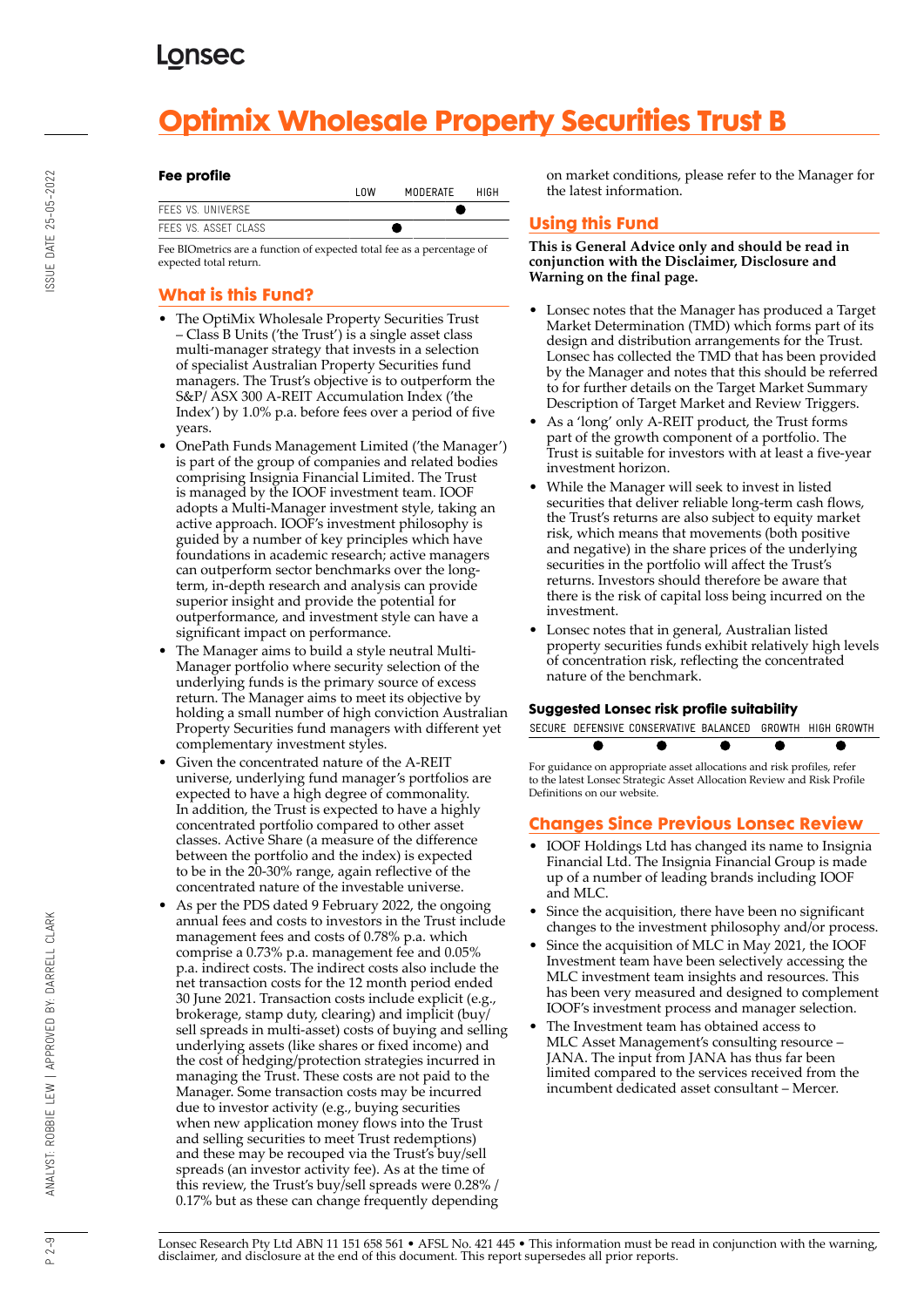# Optimix Wholesale Property Securities Trust B

### Fee profile

| | LOW | MODERATE | HIGH |
|---|---|---|---|
| FEES VS. UNIVERSE | | | ● |
| FEES VS. ASSET CLASS | | ● | |

Fee BIOmetrics are a function of expected total fee as a percentage of expected total return.

## What is this Fund?

- The OptiMix Wholesale Property Securities Trust – Class B Units ('the Trust') is a single asset class multi-manager strategy that invests in a selection of specialist Australian Property Securities fund managers. The Trust's objective is to outperform the S&P/ ASX 300 A-REIT Accumulation Index ('the Index') by 1.0% p.a. before fees over a period of five years.
- OnePath Funds Management Limited ('the Manager') is part of the group of companies and related bodies comprising Insignia Financial Limited. The Trust is managed by the IOOF investment team. IOOF adopts a Multi-Manager investment style, taking an active approach. IOOF's investment philosophy is guided by a number of key principles which have foundations in academic research; active managers can outperform sector benchmarks over the long-term, in-depth research and analysis can provide superior insight and provide the potential for outperformance, and investment style can have a significant impact on performance.
- The Manager aims to build a style neutral Multi-Manager portfolio where security selection of the underlying funds is the primary source of excess return. The Manager aims to meet its objective by holding a small number of high conviction Australian Property Securities fund managers with different yet complementary investment styles.
- Given the concentrated nature of the A-REIT universe, underlying fund manager's portfolios are expected to have a high degree of commonality. In addition, the Trust is expected to have a highly concentrated portfolio compared to other asset classes. Active Share (a measure of the difference between the portfolio and the index) is expected to be in the 20-30% range, again reflective of the concentrated nature of the investable universe.
- As per the PDS dated 9 February 2022, the ongoing annual fees and costs to investors in the Trust include management fees and costs of 0.78% p.a. which comprise a 0.73% p.a. management fee and 0.05% p.a. indirect costs. The indirect costs also include the net transaction costs for the 12 month period ended 30 June 2021. Transaction costs include explicit (e.g., brokerage, stamp duty, clearing) and implicit (buy/sell spreads in multi-asset) costs of buying and selling underlying assets (like shares or fixed income) and the cost of hedging/protection strategies incurred in managing the Trust. These costs are not paid to the Manager. Some transaction costs may be incurred due to investor activity (e.g., buying securities when new application money flows into the Trust and selling securities to meet Trust redemptions) and these may be recouped via the Trust's buy/sell spreads (an investor activity fee). As at the time of this review, the Trust's buy/sell spreads were 0.28% / 0.17% but as these can change frequently depending on market conditions, please refer to the Manager for the latest information.

## Using this Fund

**This is General Advice only and should be read in conjunction with the Disclaimer, Disclosure and Warning on the final page.**

- Lonsec notes that the Manager has produced a Target Market Determination (TMD) which forms part of its design and distribution arrangements for the Trust. Lonsec has collected the TMD that has been provided by the Manager and notes that this should be referred to for further details on the Target Market Summary Description of Target Market and Review Triggers.
- As a 'long' only A-REIT product, the Trust forms part of the growth component of a portfolio. The Trust is suitable for investors with at least a five-year investment horizon.
- While the Manager will seek to invest in listed securities that deliver reliable long-term cash flows, the Trust's returns are also subject to equity market risk, which means that movements (both positive and negative) in the share prices of the underlying securities in the portfolio will affect the Trust's returns. Investors should therefore be aware that there is the risk of capital loss being incurred on the investment.
- Lonsec notes that in general, Australian listed property securities funds exhibit relatively high levels of concentration risk, reflecting the concentrated nature of the benchmark.

### Suggested Lonsec risk profile suitability

| SECURE | DEFENSIVE | CONSERVATIVE | BALANCED | GROWTH | HIGH GROWTH |
|---|---|---|---|---|---|
| | ● | ● | ● | ● | ● |

For guidance on appropriate asset allocations and risk profiles, refer to the latest Lonsec Strategic Asset Allocation Review and Risk Profile Definitions on our website.

## Changes Since Previous Lonsec Review

- IOOF Holdings Ltd has changed its name to Insignia Financial Ltd. The Insignia Financial Group is made up of a number of leading brands including IOOF and MLC.
- Since the acquisition, there have been no significant changes to the investment philosophy and/or process.
- Since the acquisition of MLC in May 2021, the IOOF Investment team have been selectively accessing the MLC investment team insights and resources. This has been very measured and designed to complement IOOF's investment process and manager selection.
- The Investment team has obtained access to MLC Asset Management's consulting resource – JANA. The input from JANA has thus far been limited compared to the services received from the incumbent dedicated asset consultant – Mercer.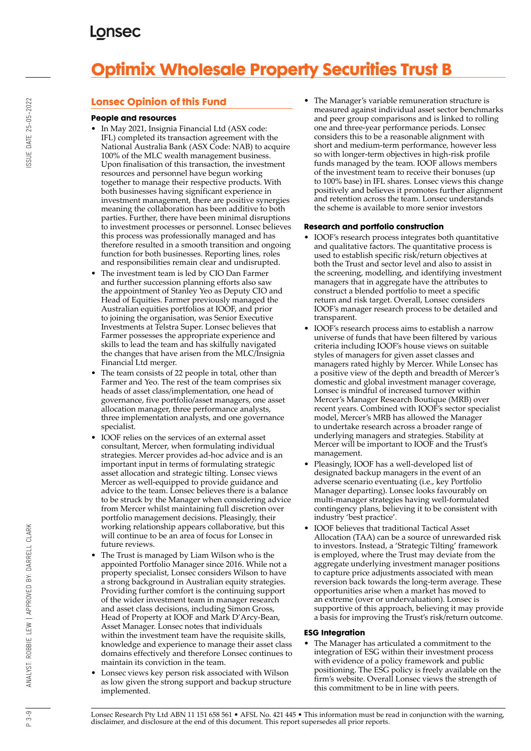# Optimix Wholesale Property Securities Trust B

## Lonsec Opinion of this Fund

### People and resources

- In May 2021, Insignia Financial Ltd (ASX code: IFL) completed its transaction agreement with the National Australia Bank (ASX Code: NAB) to acquire 100% of the MLC wealth management business. Upon finalisation of this transaction, the investment resources and personnel have begun working together to manage their respective products. With both businesses having significant experience in investment management, there are positive synergies meaning the collaboration has been additive to both parties. Further, there have been minimal disruptions to investment processes or personnel. Lonsec believes this process was professionally managed and has therefore resulted in a smooth transition and ongoing function for both businesses. Reporting lines, roles and responsibilities remain clear and undisrupted.
- The investment team is led by CIO Dan Farmer and further succession planning efforts also saw the appointment of Stanley Yeo as Deputy CIO and Head of Equities. Farmer previously managed the Australian equities portfolios at IOOF, and prior to joining the organisation, was Senior Executive Investments at Telstra Super. Lonsec believes that Farmer possesses the appropriate experience and skills to lead the team and has skilfully navigated the changes that have arisen from the MLC/Insignia Financial Ltd merger.
- The team consists of 22 people in total, other than Farmer and Yeo. The rest of the team comprises six heads of asset class/implementation, one head of governance, five portfolio/asset managers, one asset allocation manager, three performance analysts, three implementation analysts, and one governance specialist.
- IOOF relies on the services of an external asset consultant, Mercer, when formulating individual strategies. Mercer provides ad-hoc advice and is an important input in terms of formulating strategic asset allocation and strategic tilting. Lonsec views Mercer as well-equipped to provide guidance and advice to the team. Lonsec believes there is a balance to be struck by the Manager when considering advice from Mercer whilst maintaining full discretion over portfolio management decisions. Pleasingly, their working relationship appears collaborative, but this will continue to be an area of focus for Lonsec in future reviews.
- The Trust is managed by Liam Wilson who is the appointed Portfolio Manager since 2016. While not a property specialist, Lonsec considers Wilson to have a strong background in Australian equity strategies. Providing further comfort is the continuing support of the wider investment team in manager research and asset class decisions, including Simon Gross, Head of Property at IOOF and Mark D'Arcy-Bean, Asset Manager. Lonsec notes that individuals within the investment team have the requisite skills, knowledge and experience to manage their asset class domains effectively and therefore Lonsec continues to maintain its conviction in the team.
- Lonsec views key person risk associated with Wilson as low given the strong support and backup structure implemented.
- The Manager's variable remuneration structure is measured against individual asset sector benchmarks and peer group comparisons and is linked to rolling one and three-year performance periods. Lonsec considers this to be a reasonable alignment with short and medium-term performance, however less so with longer-term objectives in high-risk profile funds managed by the team. IOOF allows members of the investment team to receive their bonuses (up to 100% base) in IFL shares. Lonsec views this change positively and believes it promotes further alignment and retention across the team. Lonsec understands the scheme is available to more senior investors

### Research and portfolio construction

- IOOF's research process integrates both quantitative and qualitative factors. The quantitative process is used to establish specific risk/return objectives at both the Trust and sector level and also to assist in the screening, modelling, and identifying investment managers that in aggregate have the attributes to construct a blended portfolio to meet a specific return and risk target. Overall, Lonsec considers IOOF's manager research process to be detailed and transparent.
- IOOF's research process aims to establish a narrow universe of funds that have been filtered by various criteria including IOOF's house views on suitable styles of managers for given asset classes and managers rated highly by Mercer. While Lonsec has a positive view of the depth and breadth of Mercer's domestic and global investment manager coverage, Lonsec is mindful of increased turnover within Mercer's Manager Research Boutique (MRB) over recent years. Combined with IOOF's sector specialist model, Mercer's MRB has allowed the Manager to undertake research across a broader range of underlying managers and strategies. Stability at Mercer will be important to IOOF and the Trust's management.
- Pleasingly, IOOF has a well-developed list of designated backup managers in the event of an adverse scenario eventuating (i.e., key Portfolio Manager departing). Lonsec looks favourably on multi-manager strategies having well-formulated contingency plans, believing it to be consistent with industry 'best practice'.
- IOOF believes that traditional Tactical Asset Allocation (TAA) can be a source of unrewarded risk to investors. Instead, a 'Strategic Tilting' framework is employed, where the Trust may deviate from the aggregate underlying investment manager positions to capture price adjustments associated with mean reversion back towards the long-term average. These opportunities arise when a market has moved to an extreme (over or undervaluation). Lonsec is supportive of this approach, believing it may provide a basis for improving the Trust's risk/return outcome.

### ESG Integration

- The Manager has articulated a commitment to the integration of ESG within their investment process with evidence of a policy framework and public positioning. The ESG policy is freely available on the firm's website. Overall Lonsec views the strength of this commitment to be in line with peers.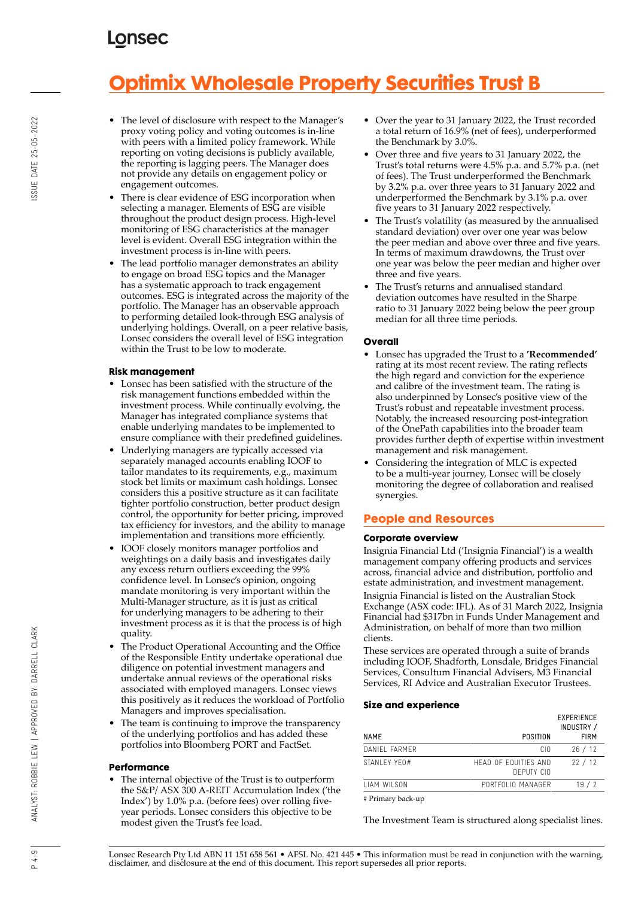# Optimix Wholesale Property Securities Trust B

- The level of disclosure with respect to the Manager's proxy voting policy and voting outcomes is in-line with peers with a limited policy framework. While reporting on voting decisions is publicly available, the reporting is lagging peers. The Manager does not provide any details on engagement policy or engagement outcomes.
- There is clear evidence of ESG incorporation when selecting a manager. Elements of ESG are visible throughout the product design process. High-level monitoring of ESG characteristics at the manager level is evident. Overall ESG integration within the investment process is in-line with peers.
- The lead portfolio manager demonstrates an ability to engage on broad ESG topics and the Manager has a systematic approach to track engagement outcomes. ESG is integrated across the majority of the portfolio. The Manager has an observable approach to performing detailed look-through ESG analysis of underlying holdings. Overall, on a peer relative basis, Lonsec considers the overall level of ESG integration within the Trust to be low to moderate.

### Risk management

- Lonsec has been satisfied with the structure of the risk management functions embedded within the investment process. While continually evolving, the Manager has integrated compliance systems that enable underlying mandates to be implemented to ensure compliance with their predefined guidelines.
- Underlying managers are typically accessed via separately managed accounts enabling IOOF to tailor mandates to its requirements, e.g., maximum stock bet limits or maximum cash holdings. Lonsec considers this a positive structure as it can facilitate tighter portfolio construction, better product design control, the opportunity for better pricing, improved tax efficiency for investors, and the ability to manage implementation and transitions more efficiently.
- IOOF closely monitors manager portfolios and weightings on a daily basis and investigates daily any excess return outliers exceeding the 99% confidence level. In Lonsec's opinion, ongoing mandate monitoring is very important within the Multi-Manager structure, as it is just as critical for underlying managers to be adhering to their investment process as it is that the process is of high quality.
- The Product Operational Accounting and the Office of the Responsible Entity undertake operational due diligence on potential investment managers and undertake annual reviews of the operational risks associated with employed managers. Lonsec views this positively as it reduces the workload of Portfolio Managers and improves specialisation.
- The team is continuing to improve the transparency of the underlying portfolios and has added these portfolios into Bloomberg PORT and FactSet.

### Performance

- The internal objective of the Trust is to outperform the S&P/ ASX 300 A-REIT Accumulation Index ('the Index') by 1.0% p.a. (before fees) over rolling five-year periods. Lonsec considers this objective to be modest given the Trust's fee load.
- Over the year to 31 January 2022, the Trust recorded a total return of 16.9% (net of fees), underperformed the Benchmark by 3.0%.
- Over three and five years to 31 January 2022, the Trust's total returns were 4.5% p.a. and 5.7% p.a. (net of fees). The Trust underperformed the Benchmark by 3.2% p.a. over three years to 31 January 2022 and underperformed the Benchmark by 3.1% p.a. over five years to 31 January 2022 respectively.
- The Trust's volatility (as measured by the annualised standard deviation) over over one year was below the peer median and above over three and five years. In terms of maximum drawdowns, the Trust over one year was below the peer median and higher over three and five years.
- The Trust's returns and annualised standard deviation outcomes have resulted in the Sharpe ratio to 31 January 2022 being below the peer group median for all three time periods.

### Overall

- Lonsec has upgraded the Trust to a **'Recommended'** rating at its most recent review. The rating reflects the high regard and conviction for the experience and calibre of the investment team. The rating is also underpinned by Lonsec's positive view of the Trust's robust and repeatable investment process. Notably, the increased resourcing post-integration of the OnePath capabilities into the broader team provides further depth of expertise within investment management and risk management.
- Considering the integration of MLC is expected to be a multi-year journey, Lonsec will be closely monitoring the degree of collaboration and realised synergies.

## People and Resources

### Corporate overview

Insignia Financial Ltd ('Insignia Financial') is a wealth management company offering products and services across, financial advice and distribution, portfolio and estate administration, and investment management.

Insignia Financial is listed on the Australian Stock Exchange (ASX code: IFL). As of 31 March 2022, Insignia Financial had $317bn in Funds Under Management and Administration, on behalf of more than two million clients.

These services are operated through a suite of brands including IOOF, Shadforth, Lonsdale, Bridges Financial Services, Consultum Financial Advisers, M3 Financial Services, RI Advice and Australian Executor Trustees.

### Size and experience

| NAME | POSITION | EXPERIENCE INDUSTRY / FIRM |
|---|---|---|
| DANIEL FARMER | CIO | 26 / 12 |
| STANLEY YEO# | HEAD OF EQUITIES AND DEPUTY CIO | 22 / 12 |
| LIAM WILSON | PORTFOLIO MANAGER | 19 / 2 |

# Primary back-up

The Investment Team is structured along specialist lines.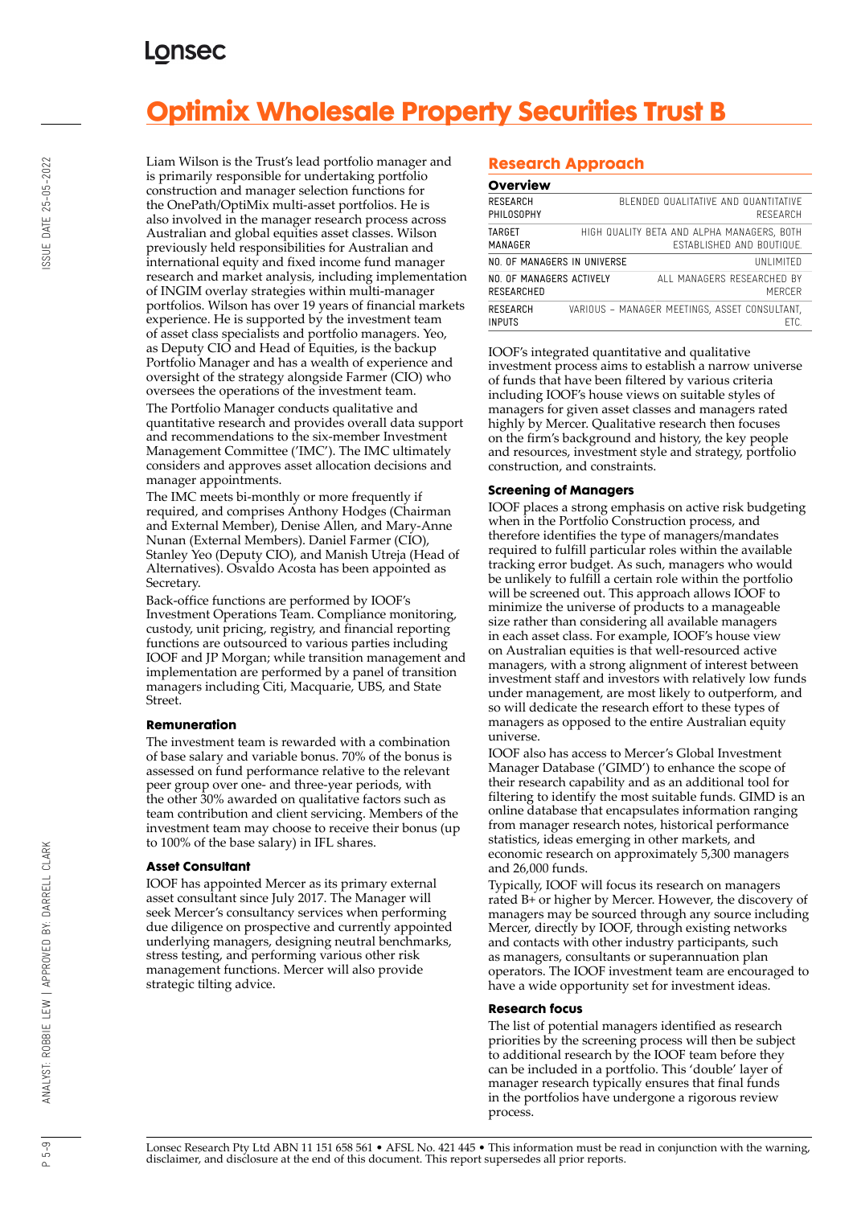# Optimix Wholesale Property Securities Trust B

Liam Wilson is the Trust's lead portfolio manager and is primarily responsible for undertaking portfolio construction and manager selection functions for the OnePath/OptiMix multi-asset portfolios. He is also involved in the manager research process across Australian and global equities asset classes. Wilson previously held responsibilities for Australian and international equity and fixed income fund manager research and market analysis, including implementation of INGIM overlay strategies within multi-manager portfolios. Wilson has over 19 years of financial markets experience. He is supported by the investment team of asset class specialists and portfolio managers. Yeo, as Deputy CIO and Head of Equities, is the backup Portfolio Manager and has a wealth of experience and oversight of the strategy alongside Farmer (CIO) who oversees the operations of the investment team.

The Portfolio Manager conducts qualitative and quantitative research and provides overall data support and recommendations to the six-member Investment Management Committee ('IMC'). The IMC ultimately considers and approves asset allocation decisions and manager appointments.

The IMC meets bi-monthly or more frequently if required, and comprises Anthony Hodges (Chairman and External Member), Denise Allen, and Mary-Anne Nunan (External Members). Daniel Farmer (CIO), Stanley Yeo (Deputy CIO), and Manish Utreja (Head of Alternatives). Osvaldo Acosta has been appointed as Secretary.

Back-office functions are performed by IOOF's Investment Operations Team. Compliance monitoring, custody, unit pricing, registry, and financial reporting functions are outsourced to various parties including IOOF and JP Morgan; while transition management and implementation are performed by a panel of transition managers including Citi, Macquarie, UBS, and State Street.

### Remuneration

The investment team is rewarded with a combination of base salary and variable bonus. 70% of the bonus is assessed on fund performance relative to the relevant peer group over one- and three-year periods, with the other 30% awarded on qualitative factors such as team contribution and client servicing. Members of the investment team may choose to receive their bonus (up to 100% of the base salary) in IFL shares.

### Asset Consultant

IOOF has appointed Mercer as its primary external asset consultant since July 2017. The Manager will seek Mercer's consultancy services when performing due diligence on prospective and currently appointed underlying managers, designing neutral benchmarks, stress testing, and performing various other risk management functions. Mercer will also provide strategic tilting advice.

## Research Approach

### Overview

| | |
|---|---|
| RESEARCH PHILOSOPHY | BLENDED QUALITATIVE AND QUANTITATIVE RESEARCH |
| TARGET MANAGER | HIGH QUALITY BETA AND ALPHA MANAGERS, BOTH ESTABLISHED AND BOUTIQUE. |
| NO. OF MANAGERS IN UNIVERSE | UNLIMITED |
| NO. OF MANAGERS ACTIVELY RESEARCHED | ALL MANAGERS RESEARCHED BY MERCER |
| RESEARCH INPUTS | VARIOUS – MANAGER MEETINGS, ASSET CONSULTANT, ETC. |

IOOF's integrated quantitative and qualitative investment process aims to establish a narrow universe of funds that have been filtered by various criteria including IOOF's house views on suitable styles of managers for given asset classes and managers rated highly by Mercer. Qualitative research then focuses on the firm's background and history, the key people and resources, investment style and strategy, portfolio construction, and constraints.

### Screening of Managers

IOOF places a strong emphasis on active risk budgeting when in the Portfolio Construction process, and therefore identifies the type of managers/mandates required to fulfill particular roles within the available tracking error budget. As such, managers who would be unlikely to fulfill a certain role within the portfolio will be screened out. This approach allows IOOF to minimize the universe of products to a manageable size rather than considering all available managers in each asset class. For example, IOOF's house view on Australian equities is that well-resourced active managers, with a strong alignment of interest between investment staff and investors with relatively low funds under management, are most likely to outperform, and so will dedicate the research effort to these types of managers as opposed to the entire Australian equity universe.

IOOF also has access to Mercer's Global Investment Manager Database ('GIMD') to enhance the scope of their research capability and as an additional tool for filtering to identify the most suitable funds. GIMD is an online database that encapsulates information ranging from manager research notes, historical performance statistics, ideas emerging in other markets, and economic research on approximately 5,300 managers and 26,000 funds.

Typically, IOOF will focus its research on managers rated B+ or higher by Mercer. However, the discovery of managers may be sourced through any source including Mercer, directly by IOOF, through existing networks and contacts with other industry participants, such as managers, consultants or superannuation plan operators. The IOOF investment team are encouraged to have a wide opportunity set for investment ideas.

### Research focus

The list of potential managers identified as research priorities by the screening process will then be subject to additional research by the IOOF team before they can be included in a portfolio. This 'double' layer of manager research typically ensures that final funds in the portfolios have undergone a rigorous review process.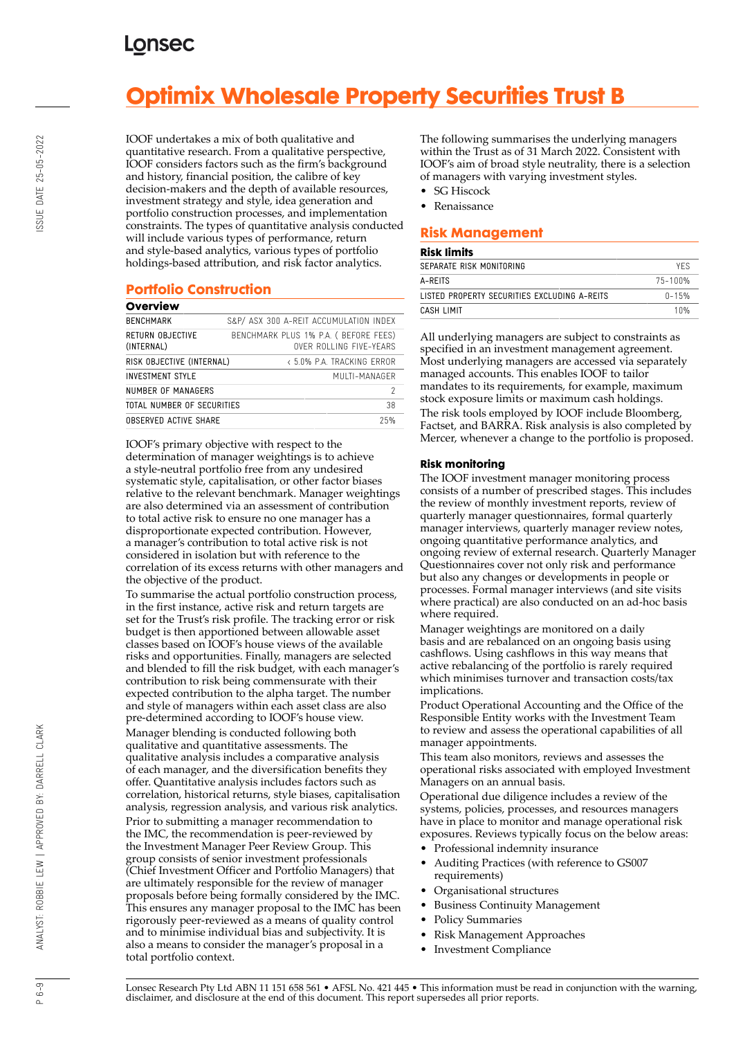# Optimix Wholesale Property Securities Trust B

IOOF undertakes a mix of both qualitative and quantitative research. From a qualitative perspective, IOOF considers factors such as the firm's background and history, financial position, the calibre of key decision-makers and the depth of available resources, investment strategy and style, idea generation and portfolio construction processes, and implementation constraints. The types of quantitative analysis conducted will include various types of performance, return and style-based analytics, various types of portfolio holdings-based attribution, and risk factor analytics.

## Portfolio Construction

### Overview

| | |
|---|---|
| BENCHMARK | S&P/ ASX 300 A-REIT ACCUMULATION INDEX |
| RETURN OBJECTIVE (INTERNAL) | BENCHMARK PLUS 1% P.A. ( BEFORE FEES) OVER ROLLING FIVE-YEARS |
| RISK OBJECTIVE (INTERNAL) | < 5.0% P.A. TRACKING ERROR |
| INVESTMENT STYLE | MULTI-MANAGER |
| NUMBER OF MANAGERS | 2 |
| TOTAL NUMBER OF SECURITIES | 38 |
| OBSERVED ACTIVE SHARE | 25% |

IOOF's primary objective with respect to the determination of manager weightings is to achieve a style-neutral portfolio free from any undesired systematic style, capitalisation, or other factor biases relative to the relevant benchmark. Manager weightings are also determined via an assessment of contribution to total active risk to ensure no one manager has a disproportionate expected contribution. However, a manager's contribution to total active risk is not considered in isolation but with reference to the correlation of its excess returns with other managers and the objective of the product.

To summarise the actual portfolio construction process, in the first instance, active risk and return targets are set for the Trust's risk profile. The tracking error or risk budget is then apportioned between allowable asset classes based on IOOF's house views of the available risks and opportunities. Finally, managers are selected and blended to fill the risk budget, with each manager's contribution to risk being commensurate with their expected contribution to the alpha target. The number and style of managers within each asset class are also pre-determined according to IOOF's house view.

Manager blending is conducted following both qualitative and quantitative assessments. The qualitative analysis includes a comparative analysis of each manager, and the diversification benefits they offer. Quantitative analysis includes factors such as correlation, historical returns, style biases, capitalisation analysis, regression analysis, and various risk analytics.

Prior to submitting a manager recommendation to the IMC, the recommendation is peer-reviewed by the Investment Manager Peer Review Group. This group consists of senior investment professionals (Chief Investment Officer and Portfolio Managers) that are ultimately responsible for the review of manager proposals before being formally considered by the IMC. This ensures any manager proposal to the IMC has been rigorously peer-reviewed as a means of quality control and to minimise individual bias and subjectivity. It is also a means to consider the manager's proposal in a total portfolio context.

The following summarises the underlying managers within the Trust as of 31 March 2022. Consistent with IOOF's aim of broad style neutrality, there is a selection of managers with varying investment styles.

- SG Hiscock
- Renaissance

## Risk Management

### Risk limits

| | |
|---|---|
| SEPARATE RISK MONITORING | YES |
| A-REITS | 75-100% |
| LISTED PROPERTY SECURITIES EXCLUDING A-REITS | 0-15% |
| CASH LIMIT | 10% |

All underlying managers are subject to constraints as specified in an investment management agreement. Most underlying managers are accessed via separately managed accounts. This enables IOOF to tailor mandates to its requirements, for example, maximum stock exposure limits or maximum cash holdings.

The risk tools employed by IOOF include Bloomberg, Factset, and BARRA. Risk analysis is also completed by Mercer, whenever a change to the portfolio is proposed.

### Risk monitoring

The IOOF investment manager monitoring process consists of a number of prescribed stages. This includes the review of monthly investment reports, review of quarterly manager questionnaires, formal quarterly manager interviews, quarterly manager review notes, ongoing quantitative performance analytics, and ongoing review of external research. Quarterly Manager Questionnaires cover not only risk and performance but also any changes or developments in people or processes. Formal manager interviews (and site visits where practical) are also conducted on an ad-hoc basis where required.

Manager weightings are monitored on a daily basis and are rebalanced on an ongoing basis using cashflows. Using cashflows in this way means that active rebalancing of the portfolio is rarely required which minimises turnover and transaction costs/tax implications.

Product Operational Accounting and the Office of the Responsible Entity works with the Investment Team to review and assess the operational capabilities of all manager appointments.

This team also monitors, reviews and assesses the operational risks associated with employed Investment Managers on an annual basis.

Operational due diligence includes a review of the systems, policies, processes, and resources managers have in place to monitor and manage operational risk exposures. Reviews typically focus on the below areas:

- Professional indemnity insurance
- Auditing Practices (with reference to GS007 requirements)
- Organisational structures
- Business Continuity Management
- Policy Summaries
- Risk Management Approaches
- Investment Compliance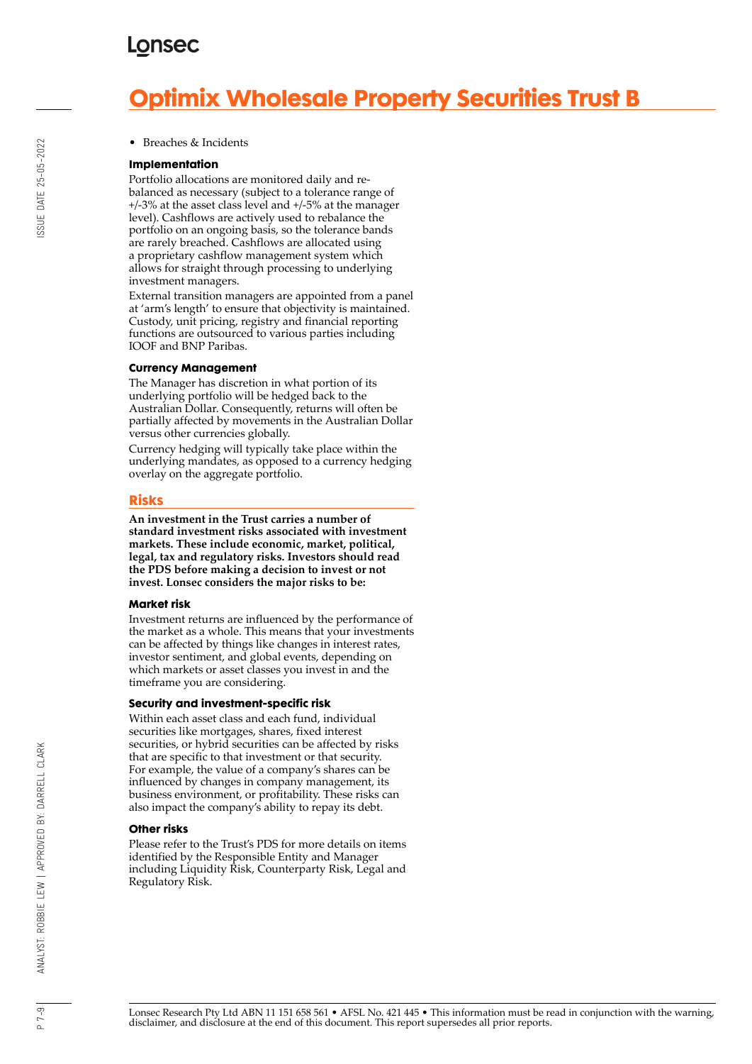- Breaches & Incidents

#### Implementation

Portfolio allocations are monitored daily and re-balanced as necessary (subject to a tolerance range of +/-3% at the asset class level and +/-5% at the manager level). Cashflows are actively used to rebalance the portfolio on an ongoing basis, so the tolerance bands are rarely breached. Cashflows are allocated using a proprietary cashflow management system which allows for straight through processing to underlying investment managers.

External transition managers are appointed from a panel at 'arm's length' to ensure that objectivity is maintained. Custody, unit pricing, registry and financial reporting functions are outsourced to various parties including IOOF and BNP Paribas.

#### Currency Management

The Manager has discretion in what portion of its underlying portfolio will be hedged back to the Australian Dollar. Consequently, returns will often be partially affected by movements in the Australian Dollar versus other currencies globally.

Currency hedging will typically take place within the underlying mandates, as opposed to a currency hedging overlay on the aggregate portfolio.

## Risks

**An investment in the Trust carries a number of standard investment risks associated with investment markets. These include economic, market, political, legal, tax and regulatory risks. Investors should read the PDS before making a decision to invest or not invest. Lonsec considers the major risks to be:**

#### Market risk

Investment returns are influenced by the performance of the market as a whole. This means that your investments can be affected by things like changes in interest rates, investor sentiment, and global events, depending on which markets or asset classes you invest in and the timeframe you are considering.

#### Security and investment-specific risk

Within each asset class and each fund, individual securities like mortgages, shares, fixed interest securities, or hybrid securities can be affected by risks that are specific to that investment or that security. For example, the value of a company's shares can be influenced by changes in company management, its business environment, or profitability. These risks can also impact the company's ability to repay its debt.

#### Other risks

Please refer to the Trust's PDS for more details on items identified by the Responsible Entity and Manager including Liquidity Risk, Counterparty Risk, Legal and Regulatory Risk.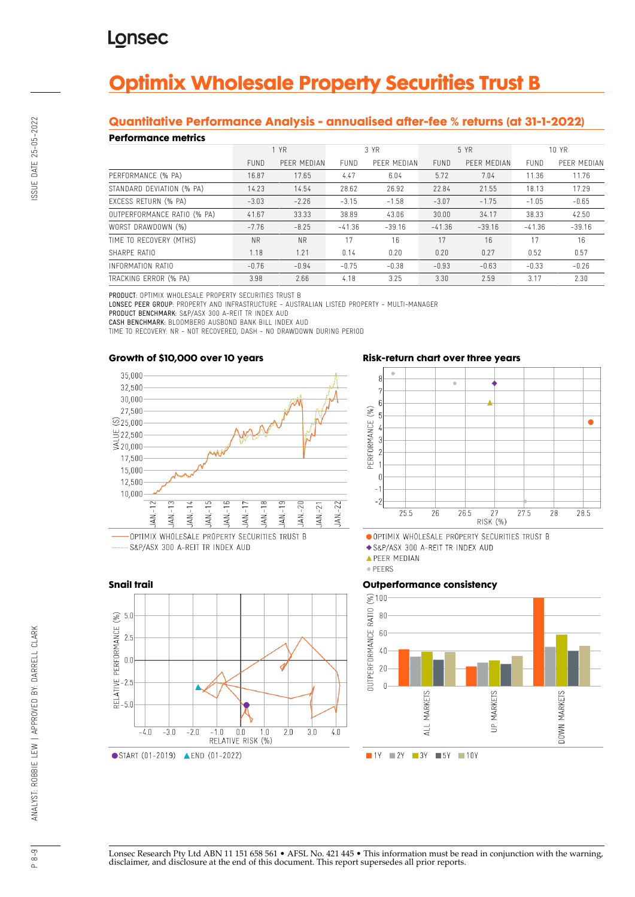# Optimix Wholesale Property Securities Trust B

## Quantitative Performance Analysis - annualised after-fee % returns (at 31-1-2022)

### Performance metrics

| | 1 YR | | 3 YR | | 5 YR | | 10 YR | |
|---|---|---|---|---|---|---|---|---|
| | FUND | PEER MEDIAN | FUND | PEER MEDIAN | FUND | PEER MEDIAN | FUND | PEER MEDIAN |
| PERFORMANCE (% PA) | 16.87 | 17.65 | 4.47 | 6.04 | 5.72 | 7.04 | 11.36 | 11.76 |
| STANDARD DEVIATION (% PA) | 14.23 | 14.54 | 28.62 | 26.92 | 22.84 | 21.55 | 18.13 | 17.29 |
| EXCESS RETURN (% PA) | -3.03 | -2.26 | -3.15 | -1.58 | -3.07 | -1.75 | -1.05 | -0.65 |
| OUTPERFORMANCE RATIO (% PA) | 41.67 | 33.33 | 38.89 | 43.06 | 30.00 | 34.17 | 38.33 | 42.50 |
| WORST DRAWDOWN (%) | -7.76 | -8.25 | -41.36 | -39.16 | -41.36 | -39.16 | -41.36 | -39.16 |
| TIME TO RECOVERY (MTHS) | NR | NR | 17 | 16 | 17 | 16 | 17 | 16 |
| SHARPE RATIO | 1.18 | 1.21 | 0.14 | 0.20 | 0.20 | 0.27 | 0.52 | 0.57 |
| INFORMATION RATIO | -0.76 | -0.94 | -0.75 | -0.38 | -0.93 | -0.63 | -0.33 | -0.26 |
| TRACKING ERROR (% PA) | 3.98 | 2.66 | 4.18 | 3.25 | 3.30 | 2.59 | 3.17 | 2.30 |

**PRODUCT:** OPTIMIX WHOLESALE PROPERTY SECURITIES TRUST B
**LONSEC PEER GROUP:** PROPERTY AND INFRASTRUCTURE - AUSTRALIAN LISTED PROPERTY - MULTI-MANAGER
**PRODUCT BENCHMARK:** S&P/ASX 300 A-REIT TR INDEX AUD
**CASH BENCHMARK:** BLOOMBERG AUSBOND BANK BILL INDEX AUD
TIME TO RECOVERY: NR - NOT RECOVERED, DASH - NO DRAWDOWN DURING PERIOD

### Growth of $10,000 over 10 years

OPTIMIX WHOLESALE PROPERTY SECURITIES TRUST B
S&P/ASX 300 A-REIT TR INDEX AUD

### Risk-return chart over three years

OPTIMIX WHOLESALE PROPERTY SECURITIES TRUST B
S&P/ASX 300 A-REIT TR INDEX AUD
PEER MEDIAN
PEERS

### Snail trail

START (01-2019) END (01-2022)

### Outperformance consistency

1Y 2Y 3Y 5Y 10Y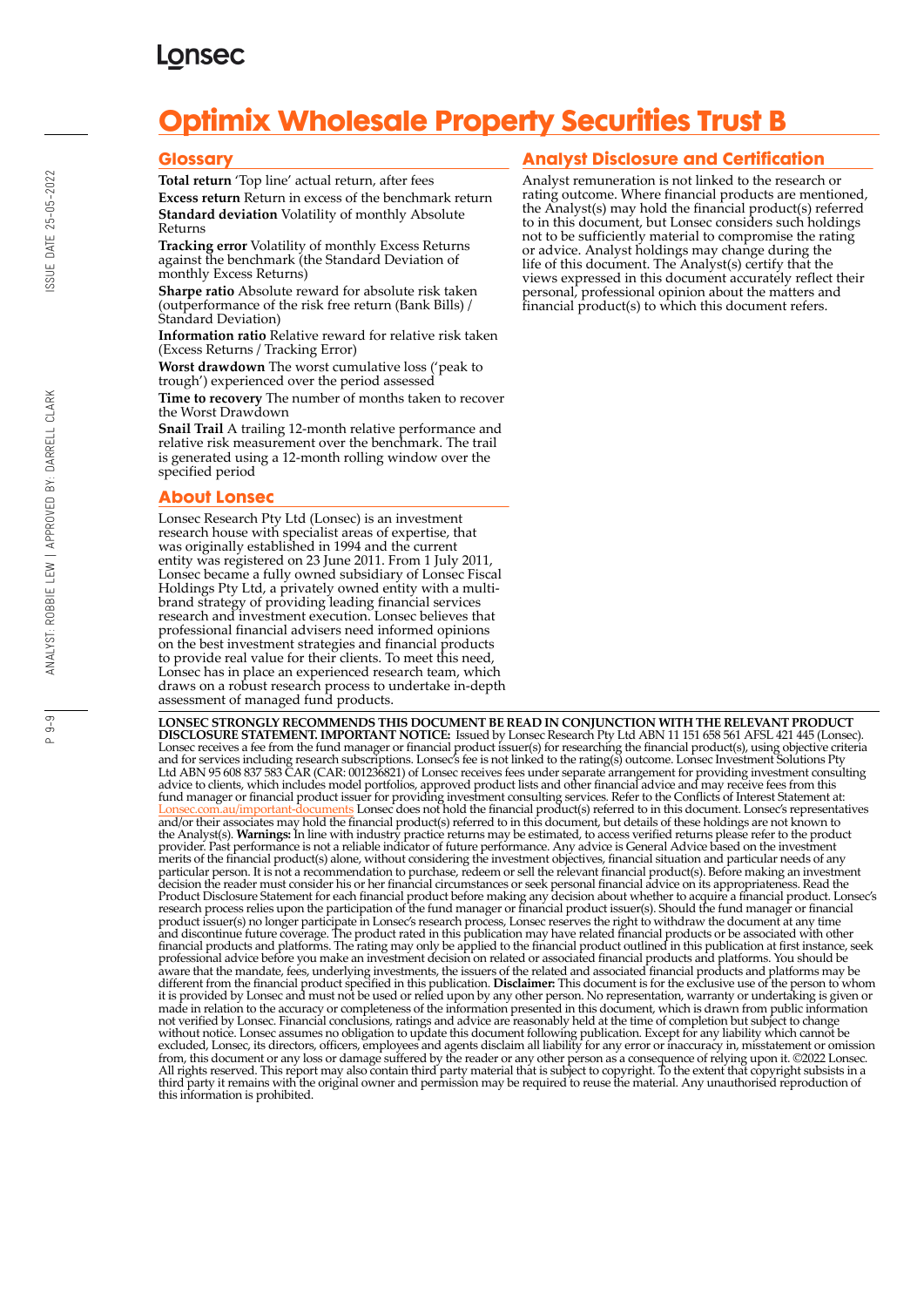# Optimix Wholesale Property Securities Trust B

## Glossary

**Total return** 'Top line' actual return, after fees

**Excess return** Return in excess of the benchmark return

**Standard deviation** Volatility of monthly Absolute Returns

**Tracking error** Volatility of monthly Excess Returns against the benchmark (the Standard Deviation of monthly Excess Returns)

**Sharpe ratio** Absolute reward for absolute risk taken (outperformance of the risk free return (Bank Bills) / Standard Deviation)

**Information ratio** Relative reward for relative risk taken (Excess Returns / Tracking Error)

**Worst drawdown** The worst cumulative loss ('peak to trough') experienced over the period assessed

**Time to recovery** The number of months taken to recover the Worst Drawdown

**Snail Trail** A trailing 12-month relative performance and relative risk measurement over the benchmark. The trail is generated using a 12-month rolling window over the specified period

## About Lonsec

Lonsec Research Pty Ltd (Lonsec) is an investment research house with specialist areas of expertise, that was originally established in 1994 and the current entity was registered on 23 June 2011. From 1 July 2011, Lonsec became a fully owned subsidiary of Lonsec Fiscal Holdings Pty Ltd, a privately owned entity with a multi-brand strategy of providing leading financial services research and investment execution. Lonsec believes that professional financial advisers need informed opinions on the best investment strategies and financial products to provide real value for their clients. To meet this need, Lonsec has in place an experienced research team, which draws on a robust research process to undertake in-depth assessment of managed fund products.

## Analyst Disclosure and Certification

Analyst remuneration is not linked to the research or rating outcome. Where financial products are mentioned, the Analyst(s) may hold the financial product(s) referred to in this document, but Lonsec considers such holdings not to be sufficiently material to compromise the rating or advice. Analyst holdings may change during the life of this document. The Analyst(s) certify that the views expressed in this document accurately reflect their personal, professional opinion about the matters and financial product(s) to which this document refers.

**LONSEC STRONGLY RECOMMENDS THIS DOCUMENT BE READ IN CONJUNCTION WITH THE RELEVANT PRODUCT DISCLOSURE STATEMENT. IMPORTANT NOTICE:** Issued by Lonsec Research Pty Ltd ABN 11 151 658 561 AFSL 421 445 (Lonsec). Lonsec receives a fee from the fund manager or financial product issuer(s) for researching the financial product(s), using objective criteria and for services including research subscriptions. Lonsec's fee is not linked to the rating(s) outcome. Lonsec Investment Solutions Pty Ltd ABN 95 608 837 583 CAR (CAR: 001236821) of Lonsec receives fees under separate arrangement for providing investment consulting advice to clients, which includes model portfolios, approved product lists and other financial advice and may receive fees from this fund manager or financial product issuer for providing investment consulting services. Refer to the Conflicts of Interest Statement at: Lonsec.com.au/important-documents Lonsec does not hold the financial product(s) referred to in this document. Lonsec's representatives and/or their associates may hold the financial product(s) referred to in this document, but details of these holdings are not known to the Analyst(s). **Warnings:** In line with industry practice returns may be estimated, to access verified returns please refer to the product provider. Past performance is not a reliable indicator of future performance. Any advice is General Advice based on the investment merits of the financial product(s) alone, without considering the investment objectives, financial situation and particular needs of any particular person. It is not a recommendation to purchase, redeem or sell the relevant financial product(s). Before making an investment decision the reader must consider his or her financial circumstances or seek personal financial advice on its appropriateness. Read the Product Disclosure Statement for each financial product before making any decision about whether to acquire a financial product. Lonsec's research process relies upon the participation of the fund manager or financial product issuer(s). Should the fund manager or financial product issuer(s) no longer participate in Lonsec's research process, Lonsec reserves the right to withdraw the document at any time and discontinue future coverage. The product rated in this publication may have related financial products or be associated with other financial products and platforms. The rating may only be applied to the financial product outlined in this publication at first instance, seek professional advice before you make an investment decision on related or associated financial products and platforms. You should be aware that the mandate, fees, underlying investments, the issuers of the related and associated financial products and platforms may be different from the financial product specified in this publication. **Disclaimer:** This document is for the exclusive use of the person to whom it is provided by Lonsec and must not be used or relied upon by any other person. No representation, warranty or undertaking is given or made in relation to the accuracy or completeness of the information presented in this document, which is drawn from public information not verified by Lonsec. Financial conclusions, ratings and advice are reasonably held at the time of completion but subject to change without notice. Lonsec assumes no obligation to update this document following publication. Except for any liability which cannot be excluded, Lonsec, its directors, officers, employees and agents disclaim all liability for any error or inaccuracy in, misstatement or omission from, this document or any loss or damage suffered by the reader or any other person as a consequence of relying upon it. ©2022 Lonsec. All rights reserved. This report may also contain third party material that is subject to copyright. To the extent that copyright subsists in a third party it remains with the original owner and permission may be required to reuse the material. Any unauthorised reproduction of this information is prohibited.